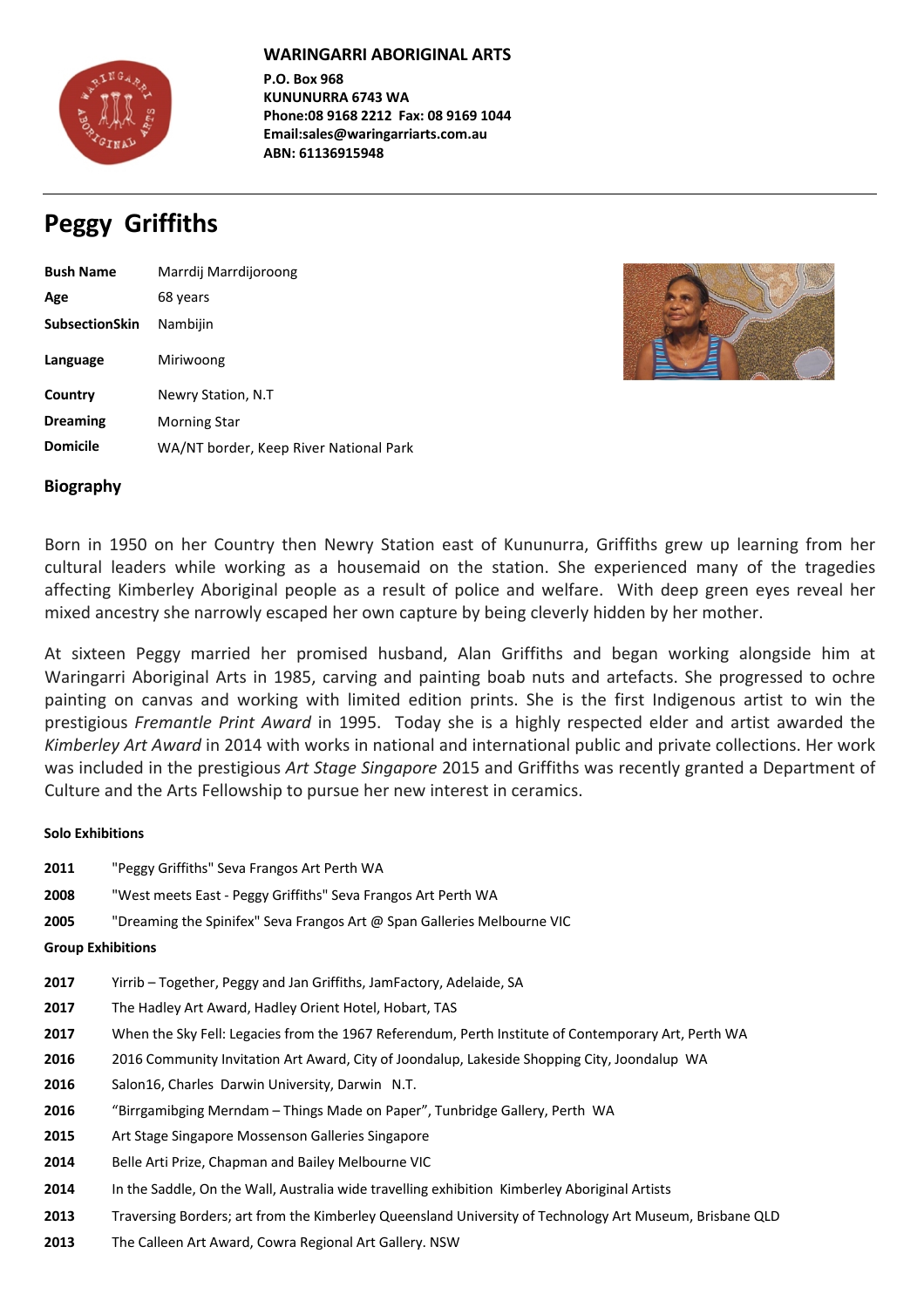**WARINGARRI ABORIGINAL ARTS**
**P.O. Box 968**
**KUNUNURRA 6743 WA**
**Phone:08 9168 2212 Fax: 08 9169 1044**
**Email:sales@waringarriarts.com.au**
**ABN: 61136915948**

---

# Peggy Griffiths

| | |
|---|---|
| **Bush Name** | Marrdij Marrdijoroong |
| **Age** | 68 years |
| **SubsectionSkin** | Nambijin |
| **Language** | Miriwoong |
| **Country** | Newry Station, N.T |
| **Dreaming** | Morning Star |
| **Domicile** | WA/NT border, Keep River National Park |

## Biography

Born in 1950 on her Country then Newry Station east of Kununurra, Griffiths grew up learning from her cultural leaders while working as a housemaid on the station. She experienced many of the tragedies affecting Kimberley Aboriginal people as a result of police and welfare. With deep green eyes reveal her mixed ancestry she narrowly escaped her own capture by being cleverly hidden by her mother.

At sixteen Peggy married her promised husband, Alan Griffiths and began working alongside him at Waringarri Aboriginal Arts in 1985, carving and painting boab nuts and artefacts. She progressed to ochre painting on canvas and working with limited edition prints. She is the first Indigenous artist to win the prestigious *Fremantle Print Award* in 1995. Today she is a highly respected elder and artist awarded the *Kimberley Art Award* in 2014 with works in national and international public and private collections. Her work was included in the prestigious *Art Stage Singapore* 2015 and Griffiths was recently granted a Department of Culture and the Arts Fellowship to pursue her new interest in ceramics.

#### Solo Exhibitions

**2011** "Peggy Griffiths" Seva Frangos Art Perth WA

**2008** "West meets East - Peggy Griffiths" Seva Frangos Art Perth WA

**2005** "Dreaming the Spinifex" Seva Frangos Art @ Span Galleries Melbourne VIC

#### Group Exhibitions

**2017** Yirrib – Together, Peggy and Jan Griffiths, JamFactory, Adelaide, SA

**2017** The Hadley Art Award, Hadley Orient Hotel, Hobart, TAS

**2017** When the Sky Fell: Legacies from the 1967 Referendum, Perth Institute of Contemporary Art, Perth WA

**2016** 2016 Community Invitation Art Award, City of Joondalup, Lakeside Shopping City, Joondalup WA

**2016** Salon16, Charles Darwin University, Darwin N.T.

**2016** "Birrgamibging Merndam – Things Made on Paper", Tunbridge Gallery, Perth WA

**2015** Art Stage Singapore Mossenson Galleries Singapore

**2014** Belle Arti Prize, Chapman and Bailey Melbourne VIC

**2014** In the Saddle, On the Wall, Australia wide travelling exhibition Kimberley Aboriginal Artists

**2013** Traversing Borders; art from the Kimberley Queensland University of Technology Art Museum, Brisbane QLD

**2013** The Calleen Art Award, Cowra Regional Art Gallery. NSW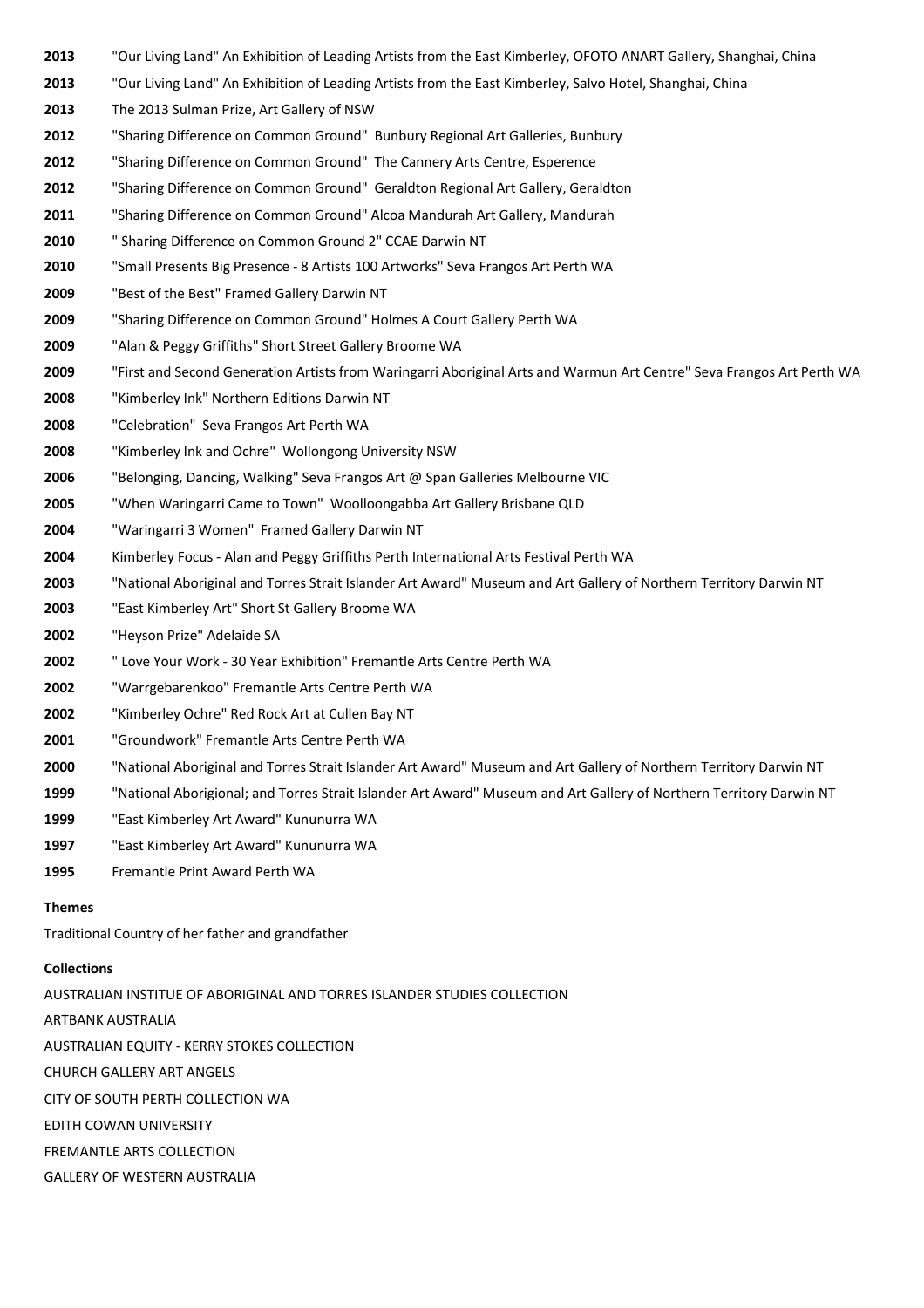**2013** "Our Living Land" An Exhibition of Leading Artists from the East Kimberley, OFOTO ANART Gallery, Shanghai, China

**2013** "Our Living Land" An Exhibition of Leading Artists from the East Kimberley, Salvo Hotel, Shanghai, China

**2013** The 2013 Sulman Prize, Art Gallery of NSW

**2012** "Sharing Difference on Common Ground" Bunbury Regional Art Galleries, Bunbury

**2012** "Sharing Difference on Common Ground" The Cannery Arts Centre, Esperence

**2012** "Sharing Difference on Common Ground" Geraldton Regional Art Gallery, Geraldton

**2011** "Sharing Difference on Common Ground" Alcoa Mandurah Art Gallery, Mandurah

**2010** " Sharing Difference on Common Ground 2" CCAE Darwin NT

**2010** "Small Presents Big Presence - 8 Artists 100 Artworks" Seva Frangos Art Perth WA

**2009** "Best of the Best" Framed Gallery Darwin NT

**2009** "Sharing Difference on Common Ground" Holmes A Court Gallery Perth WA

**2009** "Alan & Peggy Griffiths" Short Street Gallery Broome WA

**2009** "First and Second Generation Artists from Waringarri Aboriginal Arts and Warmun Art Centre" Seva Frangos Art Perth WA

**2008** "Kimberley Ink" Northern Editions Darwin NT

**2008** "Celebration" Seva Frangos Art Perth WA

**2008** "Kimberley Ink and Ochre" Wollongong University NSW

**2006** "Belonging, Dancing, Walking" Seva Frangos Art @ Span Galleries Melbourne VIC

**2005** "When Waringarri Came to Town" Woolloongabba Art Gallery Brisbane QLD

**2004** "Waringarri 3 Women" Framed Gallery Darwin NT

**2004** Kimberley Focus - Alan and Peggy Griffiths Perth International Arts Festival Perth WA

**2003** "National Aboriginal and Torres Strait Islander Art Award" Museum and Art Gallery of Northern Territory Darwin NT

**2003** "East Kimberley Art" Short St Gallery Broome WA

**2002** "Heyson Prize" Adelaide SA

**2002** " Love Your Work - 30 Year Exhibition" Fremantle Arts Centre Perth WA

**2002** "Warrgebarenkoo" Fremantle Arts Centre Perth WA

**2002** "Kimberley Ochre" Red Rock Art at Cullen Bay NT

**2001** "Groundwork" Fremantle Arts Centre Perth WA

**2000** "National Aboriginal and Torres Strait Islander Art Award" Museum and Art Gallery of Northern Territory Darwin NT

**1999** "National Aborigional; and Torres Strait Islander Art Award" Museum and Art Gallery of Northern Territory Darwin NT

**1999** "East Kimberley Art Award" Kununurra WA

**1997** "East Kimberley Art Award" Kununurra WA

**1995** Fremantle Print Award Perth WA

**Themes**

Traditional Country of her father and grandfather

**Collections**

AUSTRALIAN INSTITUE OF ABORIGINAL AND TORRES ISLANDER STUDIES COLLECTION

ARTBANK AUSTRALIA

AUSTRALIAN EQUITY - KERRY STOKES COLLECTION

CHURCH GALLERY ART ANGELS

CITY OF SOUTH PERTH COLLECTION WA

EDITH COWAN UNIVERSITY

FREMANTLE ARTS COLLECTION

GALLERY OF WESTERN AUSTRALIA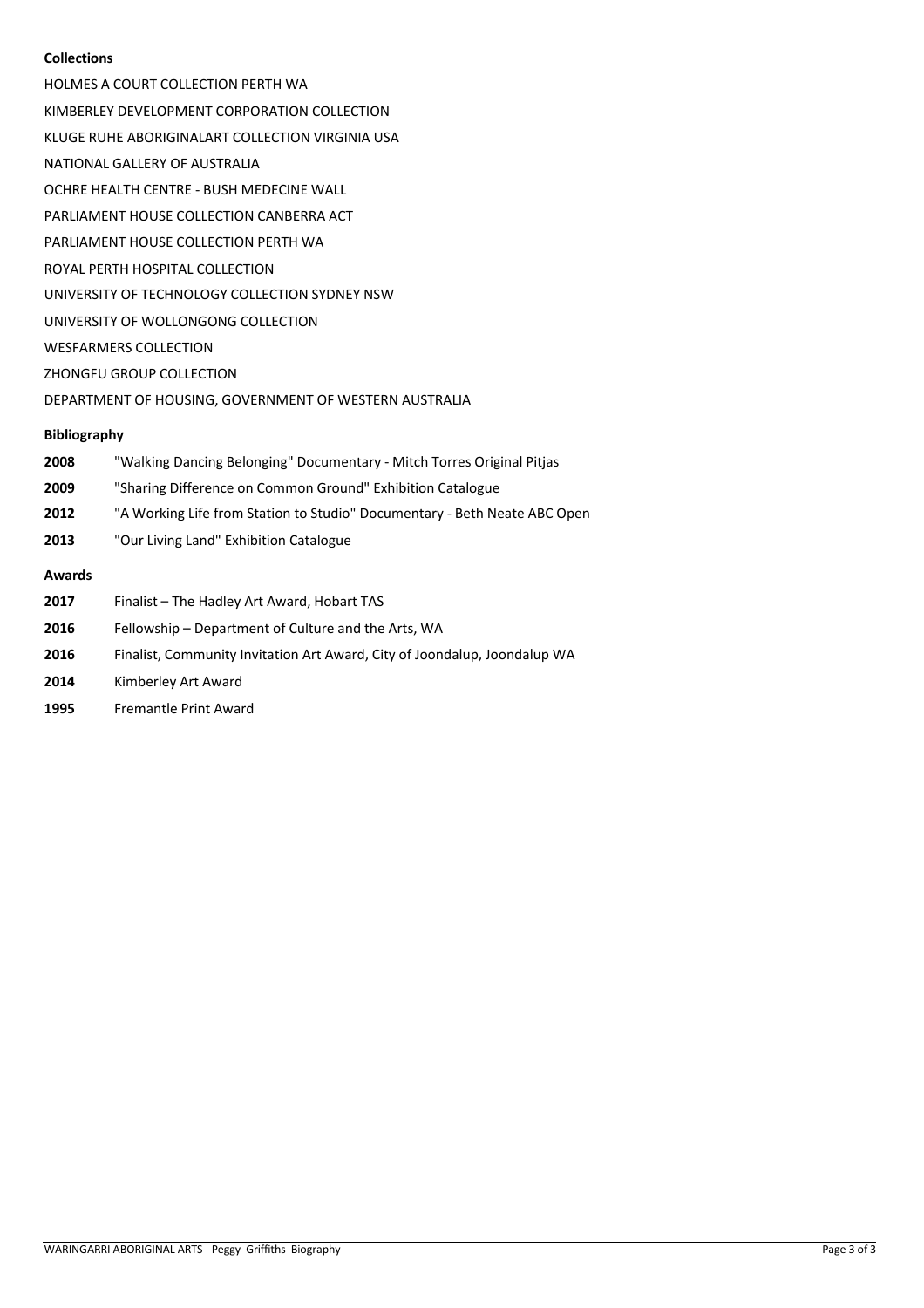**Collections**

HOLMES A COURT COLLECTION PERTH WA

KIMBERLEY DEVELOPMENT CORPORATION COLLECTION

KLUGE RUHE ABORIGINALART COLLECTION VIRGINIA USA

NATIONAL GALLERY OF AUSTRALIA

OCHRE HEALTH CENTRE - BUSH MEDECINE WALL

PARLIAMENT HOUSE COLLECTION CANBERRA ACT

PARLIAMENT HOUSE COLLECTION PERTH WA

ROYAL PERTH HOSPITAL COLLECTION

UNIVERSITY OF TECHNOLOGY COLLECTION SYDNEY NSW

UNIVERSITY OF WOLLONGONG COLLECTION

WESFARMERS COLLECTION

ZHONGFU GROUP COLLECTION

DEPARTMENT OF HOUSING, GOVERNMENT OF WESTERN AUSTRALIA

**Bibliography**

| | |
|---|---|
| **2008** | "Walking Dancing Belonging" Documentary - Mitch Torres Original Pitjas |
| **2009** | "Sharing Difference on Common Ground" Exhibition Catalogue |
| **2012** | "A Working Life from Station to Studio" Documentary - Beth Neate ABC Open |
| **2013** | "Our Living Land" Exhibition Catalogue |

**Awards**

| | |
|---|---|
| **2017** | Finalist – The Hadley Art Award, Hobart TAS |
| **2016** | Fellowship – Department of Culture and the Arts, WA |
| **2016** | Finalist, Community Invitation Art Award, City of Joondalup, Joondalup WA |
| **2014** | Kimberley Art Award |
| **1995** | Fremantle Print Award |